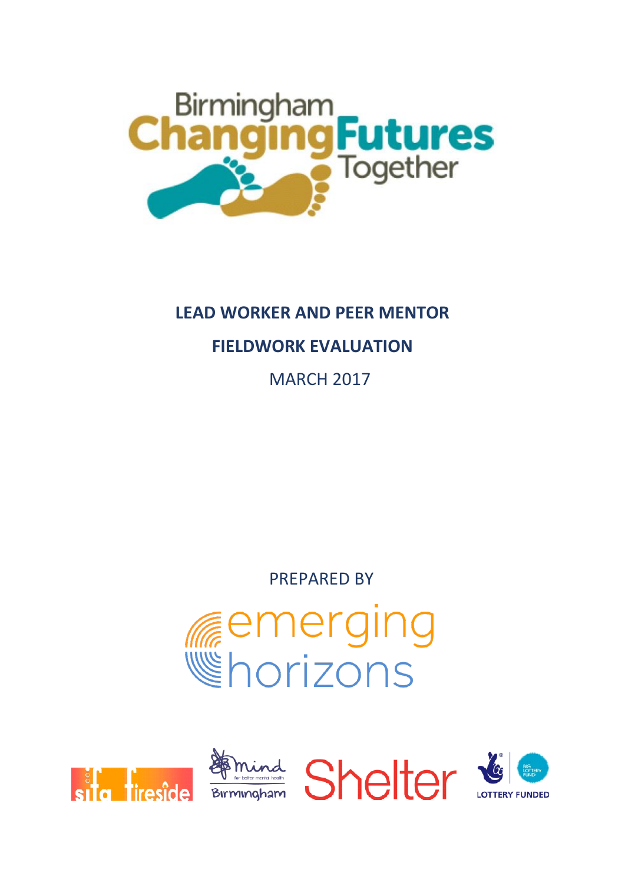Birmingham Changing Futures Together

# LEAD WORKER AND PEER MENTOR

# FIELDWORK EVALUATION

MARCH 2017

PREPARED BY

emerging horizons

sifa fireside

mind for better mental health Birmingham

Shelter

LOTTERY FUNDED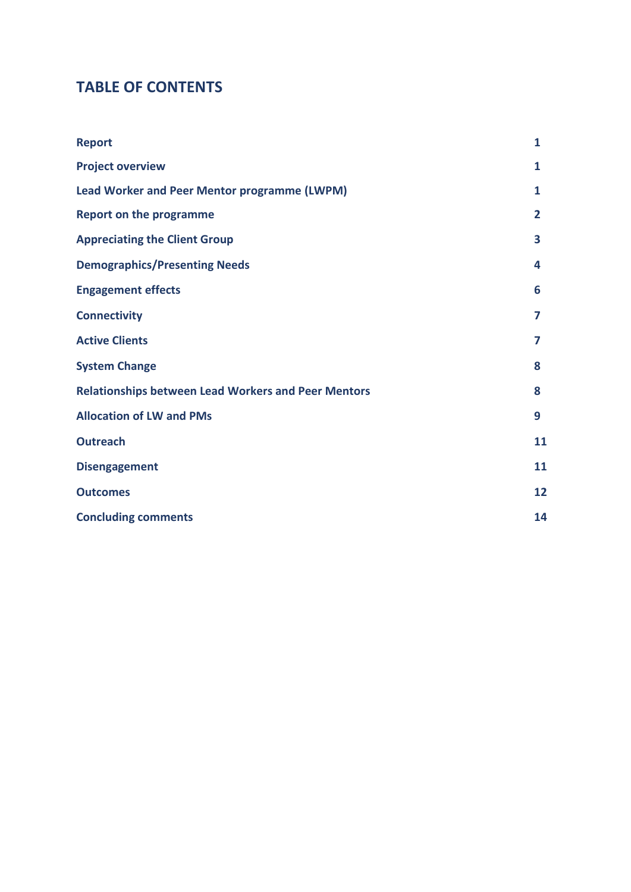## TABLE OF CONTENTS

| | |
|---|---|
| **Report** | **1** |
| **Project overview** | **1** |
| **Lead Worker and Peer Mentor programme (LWPM)** | **1** |
| **Report on the programme** | **2** |
| **Appreciating the Client Group** | **3** |
| **Demographics/Presenting Needs** | **4** |
| **Engagement effects** | **6** |
| **Connectivity** | **7** |
| **Active Clients** | **7** |
| **System Change** | **8** |
| **Relationships between Lead Workers and Peer Mentors** | **8** |
| **Allocation of LW and PMs** | **9** |
| **Outreach** | **11** |
| **Disengagement** | **11** |
| **Outcomes** | **12** |
| **Concluding comments** | **14** |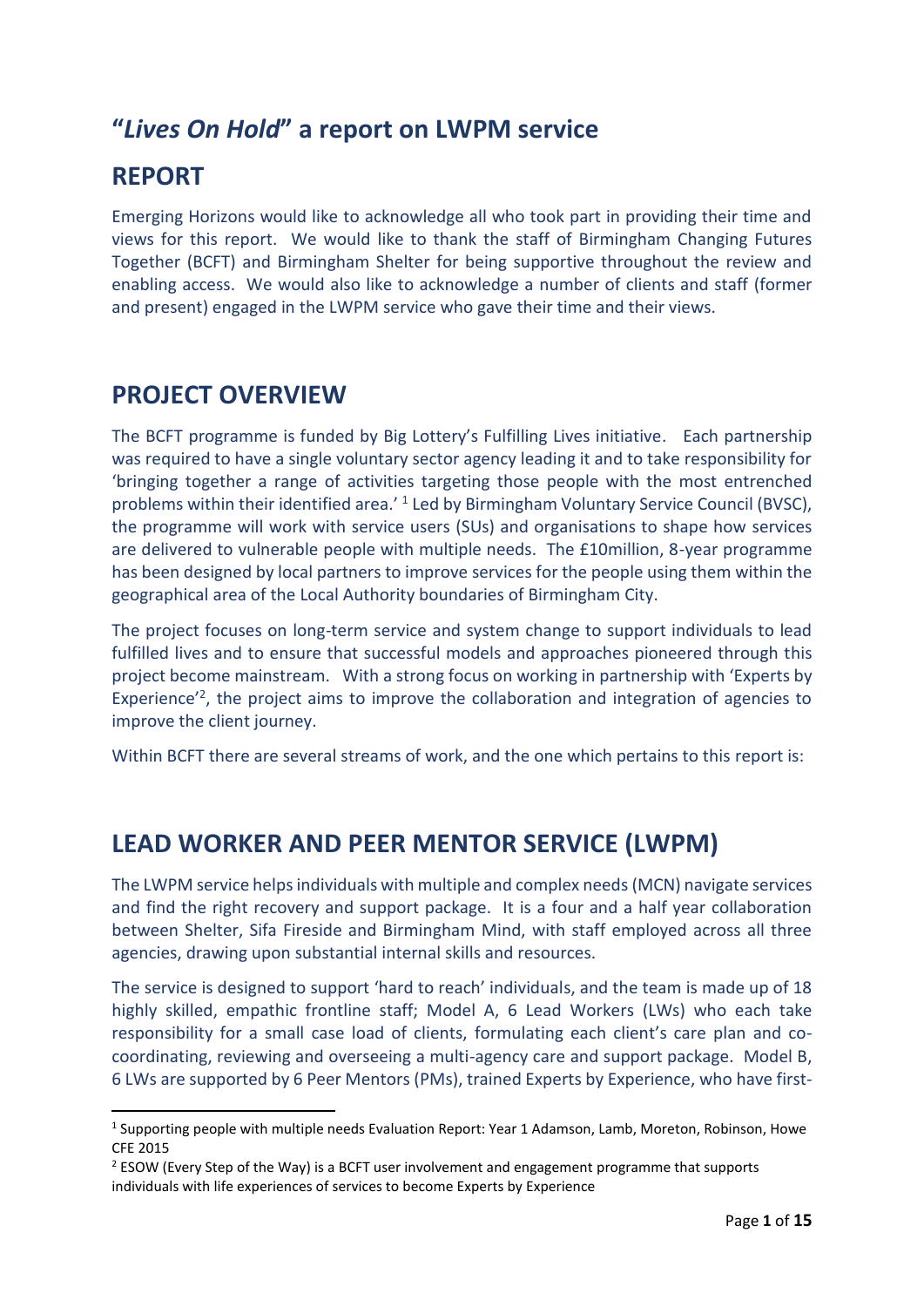# "*Lives On Hold*" a report on LWPM service

## REPORT

Emerging Horizons would like to acknowledge all who took part in providing their time and views for this report. We would like to thank the staff of Birmingham Changing Futures Together (BCFT) and Birmingham Shelter for being supportive throughout the review and enabling access. We would also like to acknowledge a number of clients and staff (former and present) engaged in the LWPM service who gave their time and their views.

## PROJECT OVERVIEW

The BCFT programme is funded by Big Lottery's Fulfilling Lives initiative. Each partnership was required to have a single voluntary sector agency leading it and to take responsibility for 'bringing together a range of activities targeting those people with the most entrenched problems within their identified area.' [1] Led by Birmingham Voluntary Service Council (BVSC), the programme will work with service users (SUs) and organisations to shape how services are delivered to vulnerable people with multiple needs. The £10million, 8-year programme has been designed by local partners to improve services for the people using them within the geographical area of the Local Authority boundaries of Birmingham City.

The project focuses on long-term service and system change to support individuals to lead fulfilled lives and to ensure that successful models and approaches pioneered through this project become mainstream. With a strong focus on working in partnership with 'Experts by Experience'[2], the project aims to improve the collaboration and integration of agencies to improve the client journey.

Within BCFT there are several streams of work, and the one which pertains to this report is:

## LEAD WORKER AND PEER MENTOR SERVICE (LWPM)

The LWPM service helps individuals with multiple and complex needs (MCN) navigate services and find the right recovery and support package. It is a four and a half year collaboration between Shelter, Sifa Fireside and Birmingham Mind, with staff employed across all three agencies, drawing upon substantial internal skills and resources.

The service is designed to support 'hard to reach' individuals, and the team is made up of 18 highly skilled, empathic frontline staff; Model A, 6 Lead Workers (LWs) who each take responsibility for a small case load of clients, formulating each client's care plan and co-coordinating, reviewing and overseeing a multi-agency care and support package. Model B, 6 LWs are supported by 6 Peer Mentors (PMs), trained Experts by Experience, who have first-

---

[1] Supporting people with multiple needs Evaluation Report: Year 1 Adamson, Lamb, Moreton, Robinson, Howe CFE 2015

[2] ESOW (Every Step of the Way) is a BCFT user involvement and engagement programme that supports individuals with life experiences of services to become Experts by Experience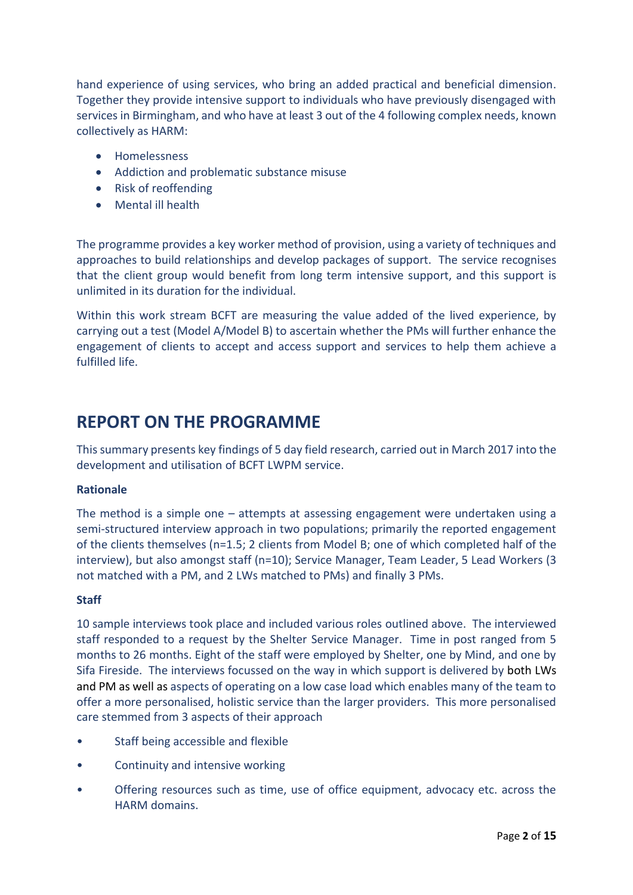hand experience of using services, who bring an added practical and beneficial dimension. Together they provide intensive support to individuals who have previously disengaged with services in Birmingham, and who have at least 3 out of the 4 following complex needs, known collectively as HARM:

- Homelessness
- Addiction and problematic substance misuse
- Risk of reoffending
- Mental ill health

The programme provides a key worker method of provision, using a variety of techniques and approaches to build relationships and develop packages of support. The service recognises that the client group would benefit from long term intensive support, and this support is unlimited in its duration for the individual.

Within this work stream BCFT are measuring the value added of the lived experience, by carrying out a test (Model A/Model B) to ascertain whether the PMs will further enhance the engagement of clients to accept and access support and services to help them achieve a fulfilled life.

# REPORT ON THE PROGRAMME

This summary presents key findings of 5 day field research, carried out in March 2017 into the development and utilisation of BCFT LWPM service.

**Rationale**

The method is a simple one – attempts at assessing engagement were undertaken using a semi-structured interview approach in two populations; primarily the reported engagement of the clients themselves (n=1.5; 2 clients from Model B; one of which completed half of the interview), but also amongst staff (n=10); Service Manager, Team Leader, 5 Lead Workers (3 not matched with a PM, and 2 LWs matched to PMs) and finally 3 PMs.

**Staff**

10 sample interviews took place and included various roles outlined above. The interviewed staff responded to a request by the Shelter Service Manager. Time in post ranged from 5 months to 26 months. Eight of the staff were employed by Shelter, one by Mind, and one by Sifa Fireside. The interviews focussed on the way in which support is delivered by both LWs and PM as well as aspects of operating on a low case load which enables many of the team to offer a more personalised, holistic service than the larger providers. This more personalised care stemmed from 3 aspects of their approach

- Staff being accessible and flexible
- Continuity and intensive working
- Offering resources such as time, use of office equipment, advocacy etc. across the HARM domains.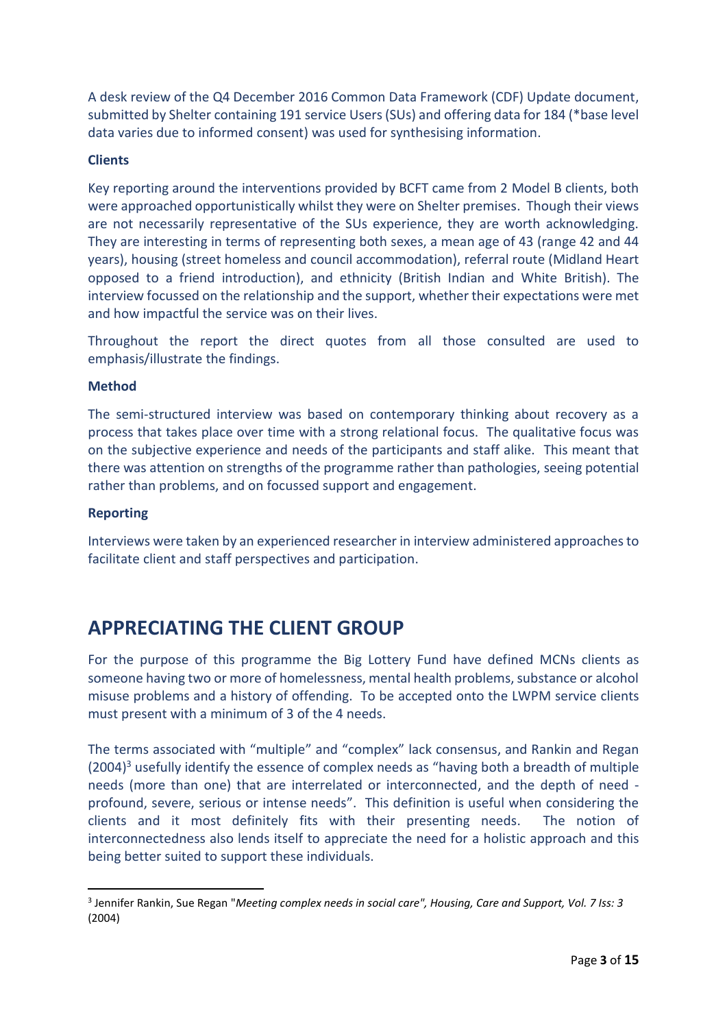A desk review of the Q4 December 2016 Common Data Framework (CDF) Update document, submitted by Shelter containing 191 service Users (SUs) and offering data for 184 (*base level data varies due to informed consent) was used for synthesising information.

**Clients**

Key reporting around the interventions provided by BCFT came from 2 Model B clients, both were approached opportunistically whilst they were on Shelter premises. Though their views are not necessarily representative of the SUs experience, they are worth acknowledging. They are interesting in terms of representing both sexes, a mean age of 43 (range 42 and 44 years), housing (street homeless and council accommodation), referral route (Midland Heart opposed to a friend introduction), and ethnicity (British Indian and White British). The interview focussed on the relationship and the support, whether their expectations were met and how impactful the service was on their lives.

Throughout the report the direct quotes from all those consulted are used to emphasis/illustrate the findings.

**Method**

The semi-structured interview was based on contemporary thinking about recovery as a process that takes place over time with a strong relational focus. The qualitative focus was on the subjective experience and needs of the participants and staff alike. This meant that there was attention on strengths of the programme rather than pathologies, seeing potential rather than problems, and on focussed support and engagement.

**Reporting**

Interviews were taken by an experienced researcher in interview administered approaches to facilitate client and staff perspectives and participation.

## APPRECIATING THE CLIENT GROUP

For the purpose of this programme the Big Lottery Fund have defined MCNs clients as someone having two or more of homelessness, mental health problems, substance or alcohol misuse problems and a history of offending. To be accepted onto the LWPM service clients must present with a minimum of 3 of the 4 needs.

The terms associated with "multiple" and "complex" lack consensus, and Rankin and Regan (2004)[3] usefully identify the essence of complex needs as "having both a breadth of multiple needs (more than one) that are interrelated or interconnected, and the depth of need - profound, severe, serious or intense needs". This definition is useful when considering the clients and it most definitely fits with their presenting needs. The notion of interconnectedness also lends itself to appreciate the need for a holistic approach and this being better suited to support these individuals.

[3] Jennifer Rankin, Sue Regan "*Meeting complex needs in social care", Housing, Care and Support, Vol. 7 Iss: 3* (2004)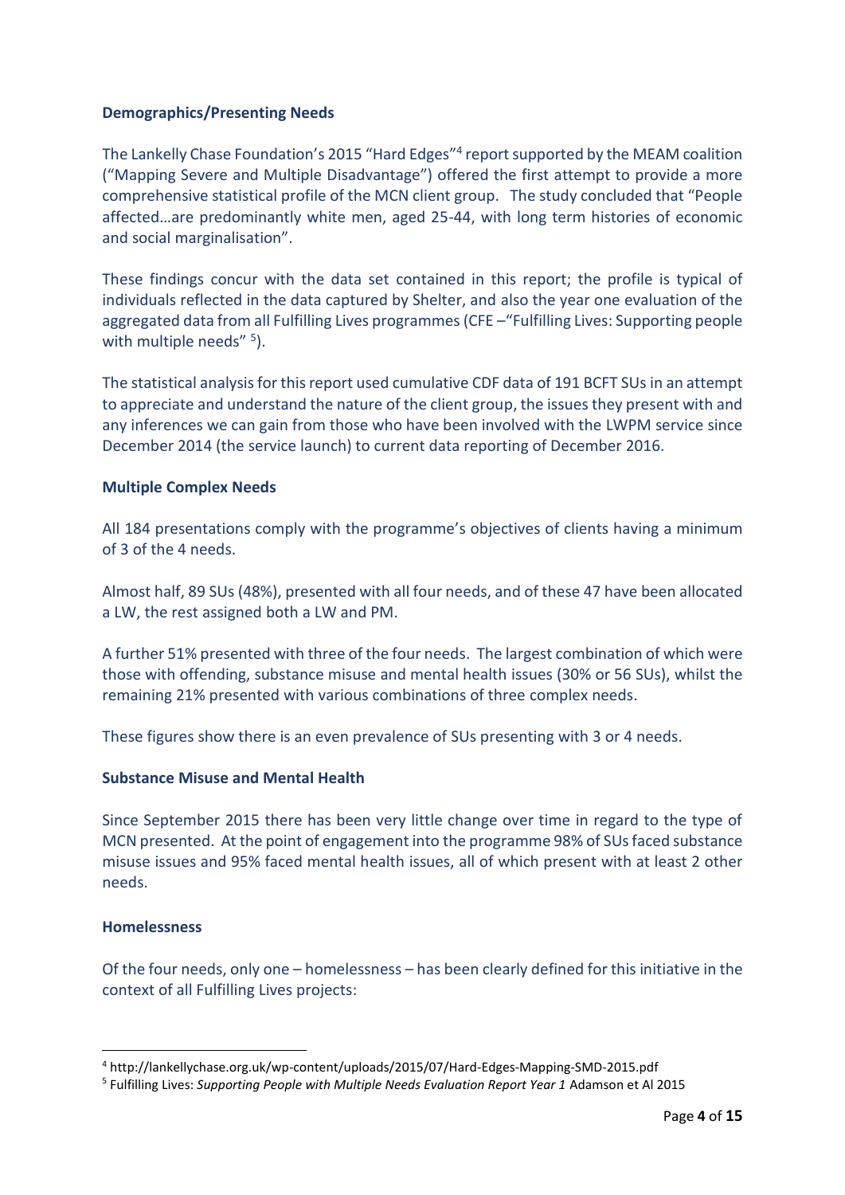**Demographics/Presenting Needs**

The Lankelly Chase Foundation's 2015 "Hard Edges"[4] report supported by the MEAM coalition ("Mapping Severe and Multiple Disadvantage") offered the first attempt to provide a more comprehensive statistical profile of the MCN client group. The study concluded that "People affected…are predominantly white men, aged 25-44, with long term histories of economic and social marginalisation".

These findings concur with the data set contained in this report; the profile is typical of individuals reflected in the data captured by Shelter, and also the year one evaluation of the aggregated data from all Fulfilling Lives programmes (CFE –"Fulfilling Lives: Supporting people with multiple needs" [5]).

The statistical analysis for this report used cumulative CDF data of 191 BCFT SUs in an attempt to appreciate and understand the nature of the client group, the issues they present with and any inferences we can gain from those who have been involved with the LWPM service since December 2014 (the service launch) to current data reporting of December 2016.

**Multiple Complex Needs**

All 184 presentations comply with the programme's objectives of clients having a minimum of 3 of the 4 needs.

Almost half, 89 SUs (48%), presented with all four needs, and of these 47 have been allocated a LW, the rest assigned both a LW and PM.

A further 51% presented with three of the four needs. The largest combination of which were those with offending, substance misuse and mental health issues (30% or 56 SUs), whilst the remaining 21% presented with various combinations of three complex needs.

These figures show there is an even prevalence of SUs presenting with 3 or 4 needs.

**Substance Misuse and Mental Health**

Since September 2015 there has been very little change over time in regard to the type of MCN presented. At the point of engagement into the programme 98% of SUs faced substance misuse issues and 95% faced mental health issues, all of which present with at least 2 other needs.

**Homelessness**

Of the four needs, only one – homelessness – has been clearly defined for this initiative in the context of all Fulfilling Lives projects:

[4] http://lankellychase.org.uk/wp-content/uploads/2015/07/Hard-Edges-Mapping-SMD-2015.pdf

[5] Fulfilling Lives: *Supporting People with Multiple Needs Evaluation Report Year 1* Adamson et Al 2015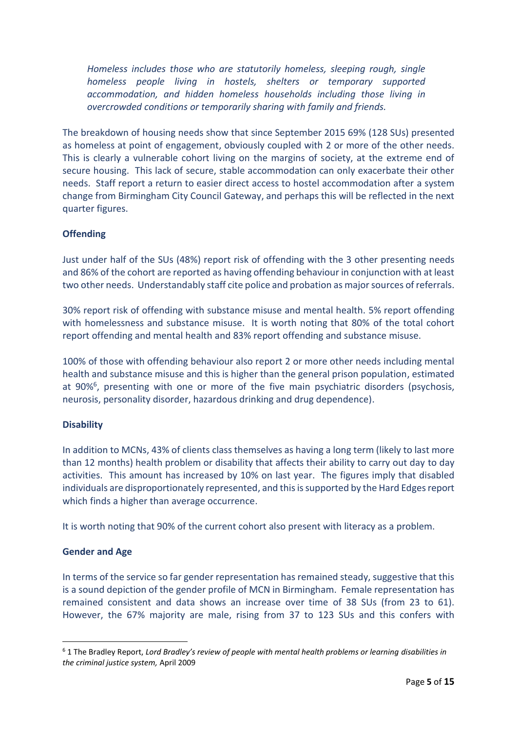*Homeless includes those who are statutorily homeless, sleeping rough, single homeless people living in hostels, shelters or temporary supported accommodation, and hidden homeless households including those living in overcrowded conditions or temporarily sharing with family and friends.*

The breakdown of housing needs show that since September 2015 69% (128 SUs) presented as homeless at point of engagement, obviously coupled with 2 or more of the other needs. This is clearly a vulnerable cohort living on the margins of society, at the extreme end of secure housing. This lack of secure, stable accommodation can only exacerbate their other needs. Staff report a return to easier direct access to hostel accommodation after a system change from Birmingham City Council Gateway, and perhaps this will be reflected in the next quarter figures.

**Offending**

Just under half of the SUs (48%) report risk of offending with the 3 other presenting needs and 86% of the cohort are reported as having offending behaviour in conjunction with at least two other needs. Understandably staff cite police and probation as major sources of referrals.

30% report risk of offending with substance misuse and mental health. 5% report offending with homelessness and substance misuse. It is worth noting that 80% of the total cohort report offending and mental health and 83% report offending and substance misuse.

100% of those with offending behaviour also report 2 or more other needs including mental health and substance misuse and this is higher than the general prison population, estimated at 90%[6], presenting with one or more of the five main psychiatric disorders (psychosis, neurosis, personality disorder, hazardous drinking and drug dependence).

**Disability**

In addition to MCNs, 43% of clients class themselves as having a long term (likely to last more than 12 months) health problem or disability that affects their ability to carry out day to day activities. This amount has increased by 10% on last year. The figures imply that disabled individuals are disproportionately represented, and this is supported by the Hard Edges report which finds a higher than average occurrence.

It is worth noting that 90% of the current cohort also present with literacy as a problem.

**Gender and Age**

In terms of the service so far gender representation has remained steady, suggestive that this is a sound depiction of the gender profile of MCN in Birmingham. Female representation has remained consistent and data shows an increase over time of 38 SUs (from 23 to 61). However, the 67% majority are male, rising from 37 to 123 SUs and this confers with

---

[6] 1 The Bradley Report, *Lord Bradley's review of people with mental health problems or learning disabilities in the criminal justice system,* April 2009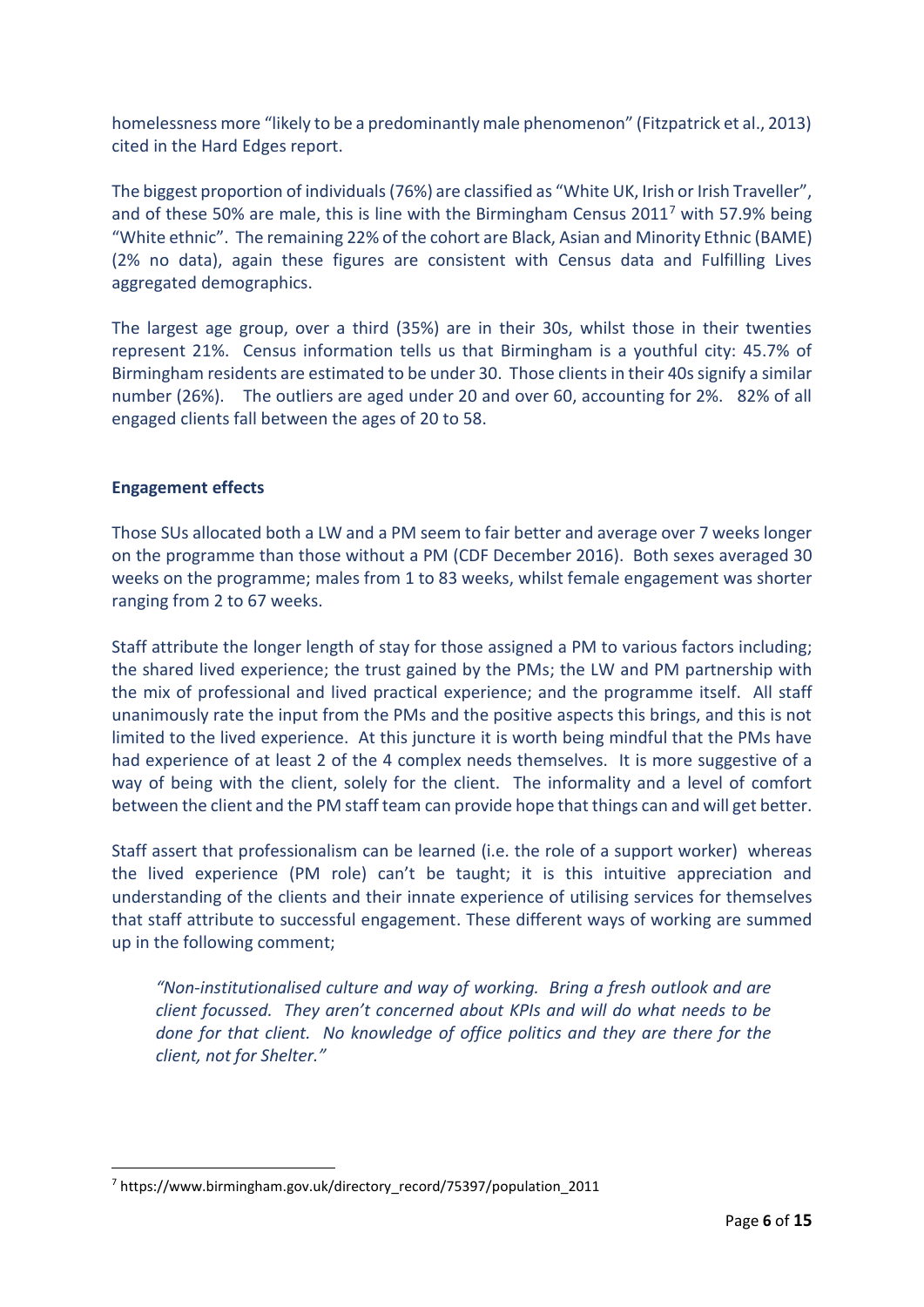homelessness more "likely to be a predominantly male phenomenon" (Fitzpatrick et al., 2013) cited in the Hard Edges report.

The biggest proportion of individuals (76%) are classified as "White UK, Irish or Irish Traveller", and of these 50% are male, this is line with the Birmingham Census 2011[7] with 57.9% being "White ethnic". The remaining 22% of the cohort are Black, Asian and Minority Ethnic (BAME) (2% no data), again these figures are consistent with Census data and Fulfilling Lives aggregated demographics.

The largest age group, over a third (35%) are in their 30s, whilst those in their twenties represent 21%. Census information tells us that Birmingham is a youthful city: 45.7% of Birmingham residents are estimated to be under 30. Those clients in their 40s signify a similar number (26%). The outliers are aged under 20 and over 60, accounting for 2%. 82% of all engaged clients fall between the ages of 20 to 58.

**Engagement effects**

Those SUs allocated both a LW and a PM seem to fair better and average over 7 weeks longer on the programme than those without a PM (CDF December 2016). Both sexes averaged 30 weeks on the programme; males from 1 to 83 weeks, whilst female engagement was shorter ranging from 2 to 67 weeks.

Staff attribute the longer length of stay for those assigned a PM to various factors including; the shared lived experience; the trust gained by the PMs; the LW and PM partnership with the mix of professional and lived practical experience; and the programme itself. All staff unanimously rate the input from the PMs and the positive aspects this brings, and this is not limited to the lived experience. At this juncture it is worth being mindful that the PMs have had experience of at least 2 of the 4 complex needs themselves. It is more suggestive of a way of being with the client, solely for the client. The informality and a level of comfort between the client and the PM staff team can provide hope that things can and will get better.

Staff assert that professionalism can be learned (i.e. the role of a support worker) whereas the lived experience (PM role) can't be taught; it is this intuitive appreciation and understanding of the clients and their innate experience of utilising services for themselves that staff attribute to successful engagement. These different ways of working are summed up in the following comment;

> *"Non-institutionalised culture and way of working. Bring a fresh outlook and are client focussed. They aren't concerned about KPIs and will do what needs to be done for that client. No knowledge of office politics and they are there for the client, not for Shelter."*

[7] https://www.birmingham.gov.uk/directory_record/75397/population_2011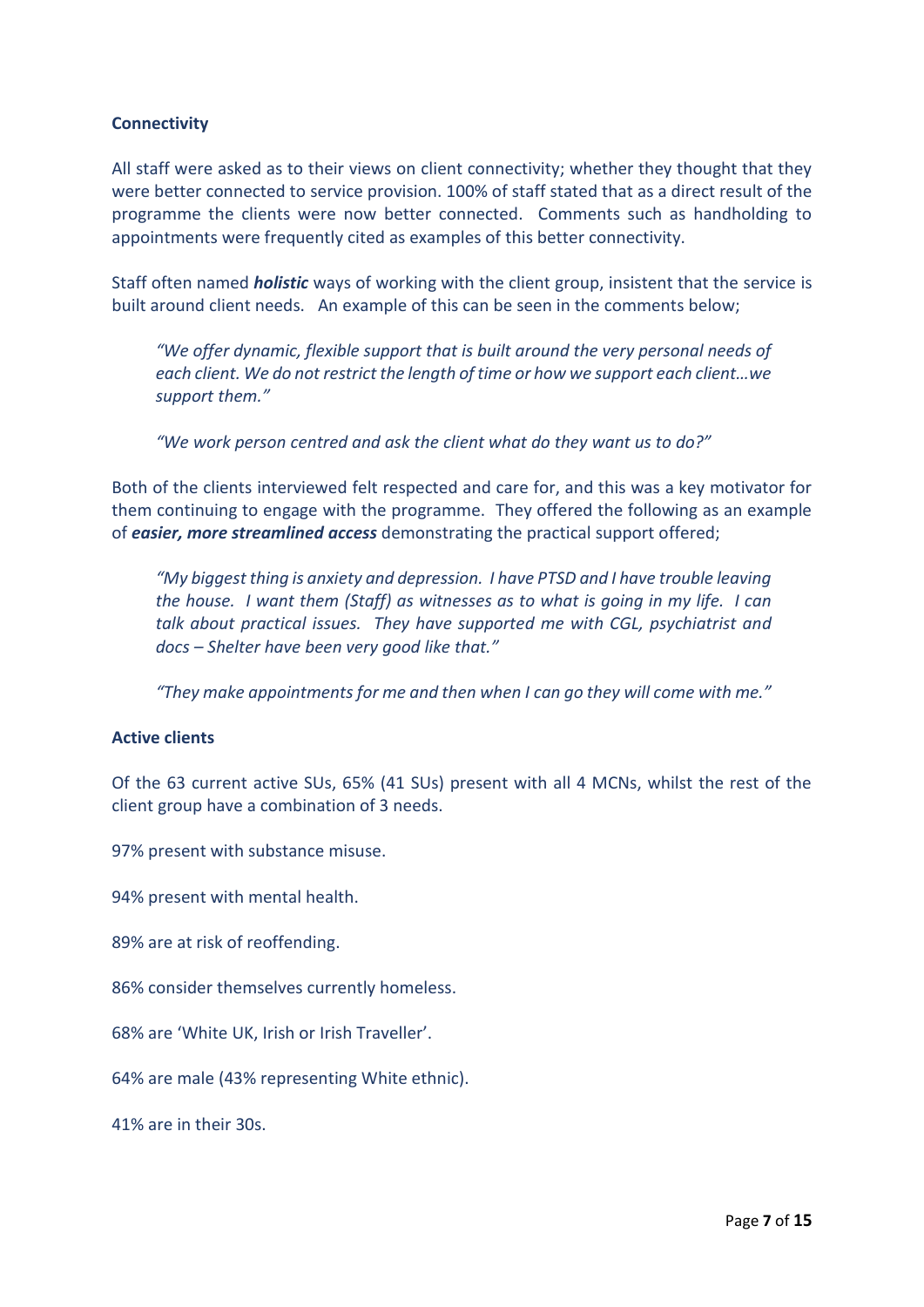**Connectivity**

All staff were asked as to their views on client connectivity; whether they thought that they were better connected to service provision. 100% of staff stated that as a direct result of the programme the clients were now better connected. Comments such as handholding to appointments were frequently cited as examples of this better connectivity.

Staff often named ***holistic*** ways of working with the client group, insistent that the service is built around client needs. An example of this can be seen in the comments below;

> *"We offer dynamic, flexible support that is built around the very personal needs of each client. We do not restrict the length of time or how we support each client…we support them."*

> *"We work person centred and ask the client what do they want us to do?"*

Both of the clients interviewed felt respected and care for, and this was a key motivator for them continuing to engage with the programme. They offered the following as an example of ***easier, more streamlined access*** demonstrating the practical support offered;

> *"My biggest thing is anxiety and depression. I have PTSD and I have trouble leaving the house. I want them (Staff) as witnesses as to what is going in my life. I can talk about practical issues. They have supported me with CGL, psychiatrist and docs – Shelter have been very good like that."*

> *"They make appointments for me and then when I can go they will come with me."*

**Active clients**

Of the 63 current active SUs, 65% (41 SUs) present with all 4 MCNs, whilst the rest of the client group have a combination of 3 needs.

97% present with substance misuse.

94% present with mental health.

89% are at risk of reoffending.

86% consider themselves currently homeless.

68% are 'White UK, Irish or Irish Traveller'.

64% are male (43% representing White ethnic).

41% are in their 30s.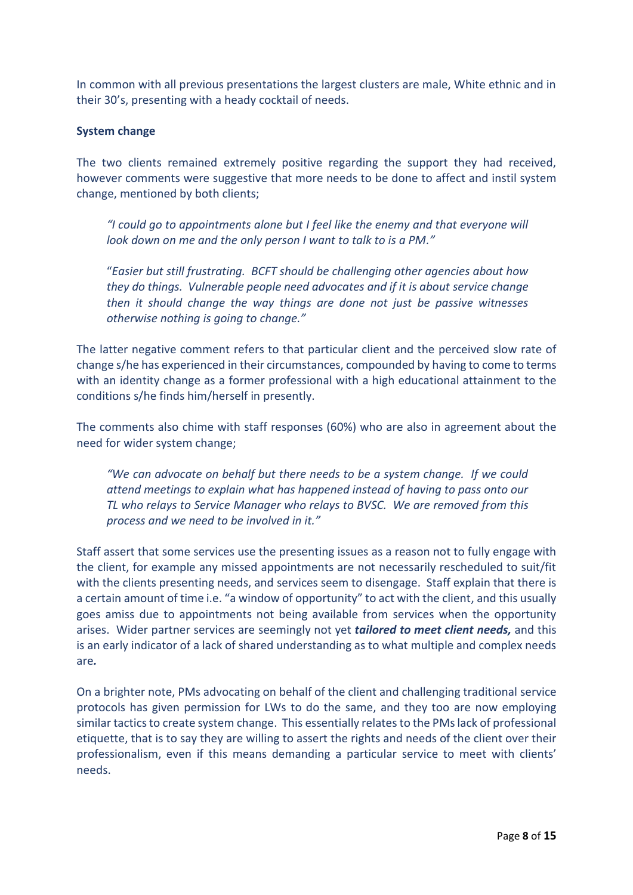In common with all previous presentations the largest clusters are male, White ethnic and in their 30's, presenting with a heady cocktail of needs.

**System change**

The two clients remained extremely positive regarding the support they had received, however comments were suggestive that more needs to be done to affect and instil system change, mentioned by both clients;

> *"I could go to appointments alone but I feel like the enemy and that everyone will look down on me and the only person I want to talk to is a PM."*
>
> "*Easier but still frustrating. BCFT should be challenging other agencies about how they do things. Vulnerable people need advocates and if it is about service change then it should change the way things are done not just be passive witnesses otherwise nothing is going to change."*

The latter negative comment refers to that particular client and the perceived slow rate of change s/he has experienced in their circumstances, compounded by having to come to terms with an identity change as a former professional with a high educational attainment to the conditions s/he finds him/herself in presently.

The comments also chime with staff responses (60%) who are also in agreement about the need for wider system change;

> *"We can advocate on behalf but there needs to be a system change. If we could attend meetings to explain what has happened instead of having to pass onto our TL who relays to Service Manager who relays to BVSC. We are removed from this process and we need to be involved in it."*

Staff assert that some services use the presenting issues as a reason not to fully engage with the client, for example any missed appointments are not necessarily rescheduled to suit/fit with the clients presenting needs, and services seem to disengage. Staff explain that there is a certain amount of time i.e. "a window of opportunity" to act with the client, and this usually goes amiss due to appointments not being available from services when the opportunity arises. Wider partner services are seemingly not yet ***tailored to meet client needs,*** and this is an early indicator of a lack of shared understanding as to what multiple and complex needs are***.***

On a brighter note, PMs advocating on behalf of the client and challenging traditional service protocols has given permission for LWs to do the same, and they too are now employing similar tactics to create system change. This essentially relates to the PMs lack of professional etiquette, that is to say they are willing to assert the rights and needs of the client over their professionalism, even if this means demanding a particular service to meet with clients' needs.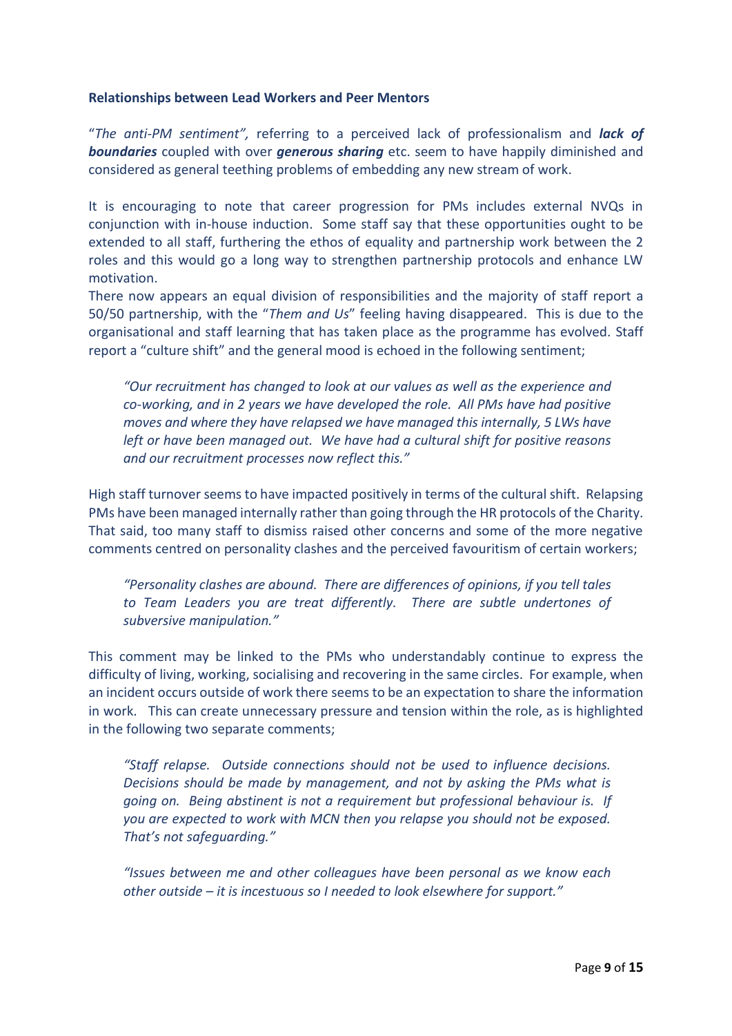**Relationships between Lead Workers and Peer Mentors**

"*The anti-PM sentiment",* referring to a perceived lack of professionalism and ***lack of boundaries*** coupled with over ***generous sharing*** etc. seem to have happily diminished and considered as general teething problems of embedding any new stream of work.

It is encouraging to note that career progression for PMs includes external NVQs in conjunction with in-house induction. Some staff say that these opportunities ought to be extended to all staff, furthering the ethos of equality and partnership work between the 2 roles and this would go a long way to strengthen partnership protocols and enhance LW motivation.

There now appears an equal division of responsibilities and the majority of staff report a 50/50 partnership, with the "*Them and Us*" feeling having disappeared. This is due to the organisational and staff learning that has taken place as the programme has evolved. Staff report a "culture shift" and the general mood is echoed in the following sentiment;

> *"Our recruitment has changed to look at our values as well as the experience and co-working, and in 2 years we have developed the role. All PMs have had positive moves and where they have relapsed we have managed this internally, 5 LWs have left or have been managed out. We have had a cultural shift for positive reasons and our recruitment processes now reflect this."*

High staff turnover seems to have impacted positively in terms of the cultural shift. Relapsing PMs have been managed internally rather than going through the HR protocols of the Charity. That said, too many staff to dismiss raised other concerns and some of the more negative comments centred on personality clashes and the perceived favouritism of certain workers;

> *"Personality clashes are abound. There are differences of opinions, if you tell tales to Team Leaders you are treat differently. There are subtle undertones of subversive manipulation."*

This comment may be linked to the PMs who understandably continue to express the difficulty of living, working, socialising and recovering in the same circles. For example, when an incident occurs outside of work there seems to be an expectation to share the information in work. This can create unnecessary pressure and tension within the role, as is highlighted in the following two separate comments;

> *"Staff relapse. Outside connections should not be used to influence decisions. Decisions should be made by management, and not by asking the PMs what is going on. Being abstinent is not a requirement but professional behaviour is. If you are expected to work with MCN then you relapse you should not be exposed. That's not safeguarding."*

> *"Issues between me and other colleagues have been personal as we know each other outside – it is incestuous so I needed to look elsewhere for support."*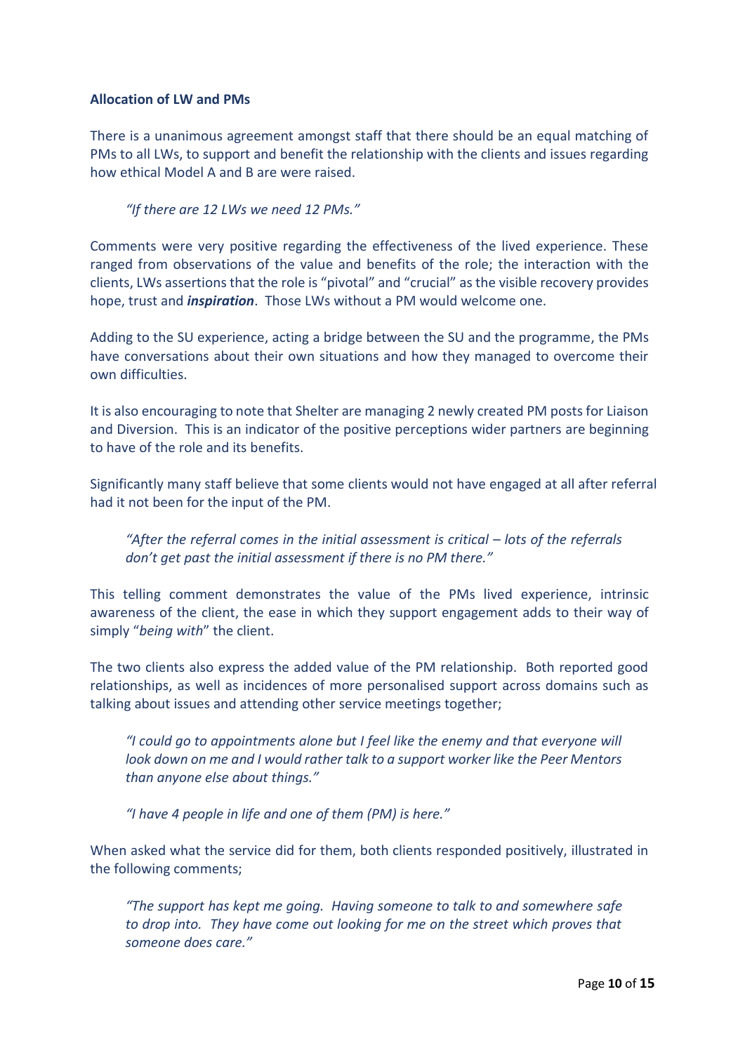**Allocation of LW and PMs**

There is a unanimous agreement amongst staff that there should be an equal matching of PMs to all LWs, to support and benefit the relationship with the clients and issues regarding how ethical Model A and B are were raised.

> *"If there are 12 LWs we need 12 PMs."*

Comments were very positive regarding the effectiveness of the lived experience. These ranged from observations of the value and benefits of the role; the interaction with the clients, LWs assertions that the role is "pivotal" and "crucial" as the visible recovery provides hope, trust and ***inspiration***. Those LWs without a PM would welcome one.

Adding to the SU experience, acting a bridge between the SU and the programme, the PMs have conversations about their own situations and how they managed to overcome their own difficulties.

It is also encouraging to note that Shelter are managing 2 newly created PM posts for Liaison and Diversion. This is an indicator of the positive perceptions wider partners are beginning to have of the role and its benefits.

Significantly many staff believe that some clients would not have engaged at all after referral had it not been for the input of the PM.

> *"After the referral comes in the initial assessment is critical – lots of the referrals don't get past the initial assessment if there is no PM there."*

This telling comment demonstrates the value of the PMs lived experience, intrinsic awareness of the client, the ease in which they support engagement adds to their way of simply "*being with*" the client.

The two clients also express the added value of the PM relationship. Both reported good relationships, as well as incidences of more personalised support across domains such as talking about issues and attending other service meetings together;

> *"I could go to appointments alone but I feel like the enemy and that everyone will look down on me and I would rather talk to a support worker like the Peer Mentors than anyone else about things."*

> *"I have 4 people in life and one of them (PM) is here."*

When asked what the service did for them, both clients responded positively, illustrated in the following comments;

> *"The support has kept me going. Having someone to talk to and somewhere safe to drop into. They have come out looking for me on the street which proves that someone does care."*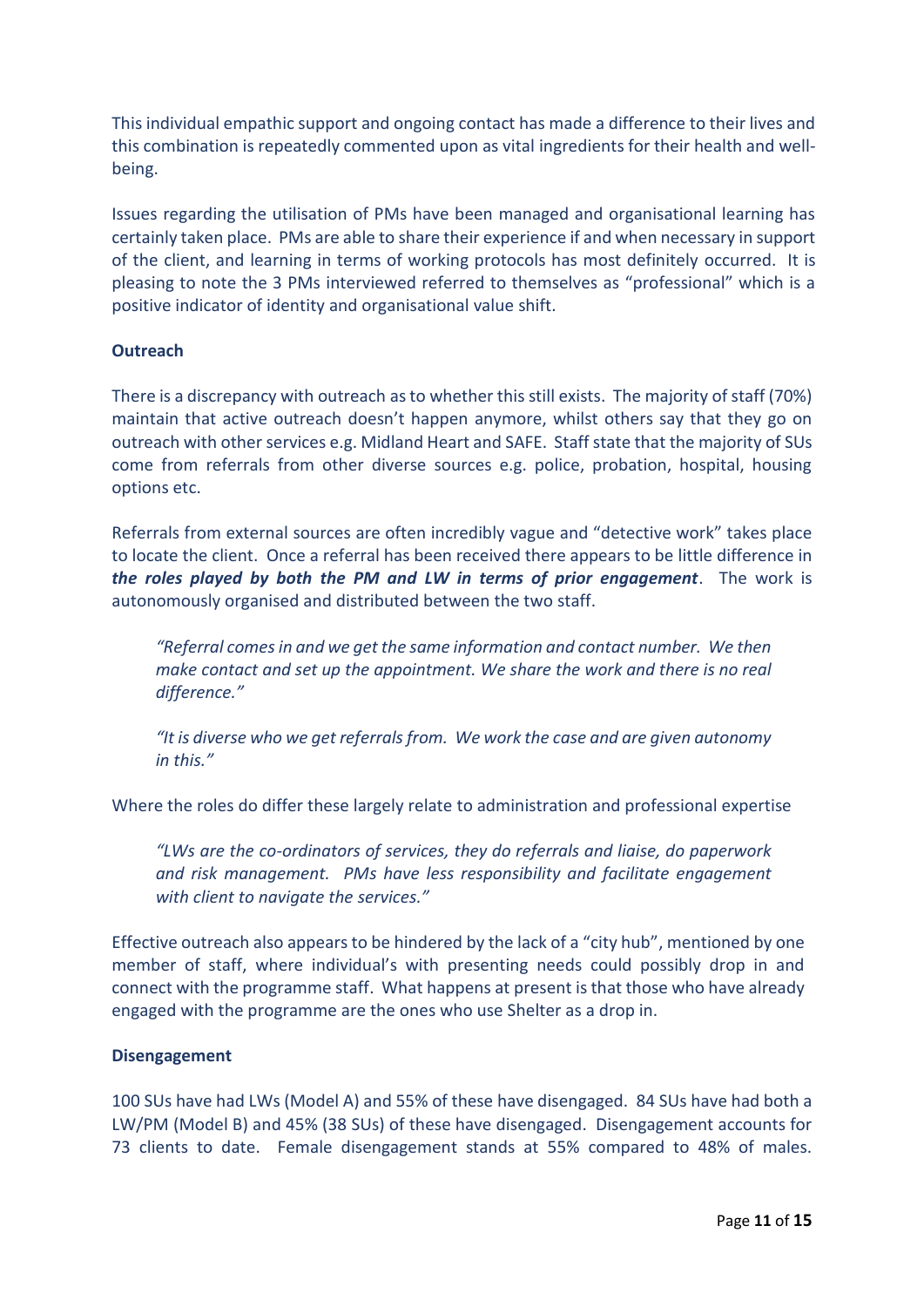This individual empathic support and ongoing contact has made a difference to their lives and this combination is repeatedly commented upon as vital ingredients for their health and well-being.

Issues regarding the utilisation of PMs have been managed and organisational learning has certainly taken place. PMs are able to share their experience if and when necessary in support of the client, and learning in terms of working protocols has most definitely occurred. It is pleasing to note the 3 PMs interviewed referred to themselves as "professional" which is a positive indicator of identity and organisational value shift.

**Outreach**

There is a discrepancy with outreach as to whether this still exists. The majority of staff (70%) maintain that active outreach doesn't happen anymore, whilst others say that they go on outreach with other services e.g. Midland Heart and SAFE. Staff state that the majority of SUs come from referrals from other diverse sources e.g. police, probation, hospital, housing options etc.

Referrals from external sources are often incredibly vague and "detective work" takes place to locate the client. Once a referral has been received there appears to be little difference in ***the roles played by both the PM and LW in terms of prior engagement***. The work is autonomously organised and distributed between the two staff.

> *"Referral comes in and we get the same information and contact number. We then make contact and set up the appointment. We share the work and there is no real difference."*

> *"It is diverse who we get referrals from. We work the case and are given autonomy in this."*

Where the roles do differ these largely relate to administration and professional expertise

> *"LWs are the co-ordinators of services, they do referrals and liaise, do paperwork and risk management. PMs have less responsibility and facilitate engagement with client to navigate the services."*

Effective outreach also appears to be hindered by the lack of a "city hub", mentioned by one member of staff, where individual's with presenting needs could possibly drop in and connect with the programme staff. What happens at present is that those who have already engaged with the programme are the ones who use Shelter as a drop in.

**Disengagement**

100 SUs have had LWs (Model A) and 55% of these have disengaged. 84 SUs have had both a LW/PM (Model B) and 45% (38 SUs) of these have disengaged. Disengagement accounts for 73 clients to date. Female disengagement stands at 55% compared to 48% of males.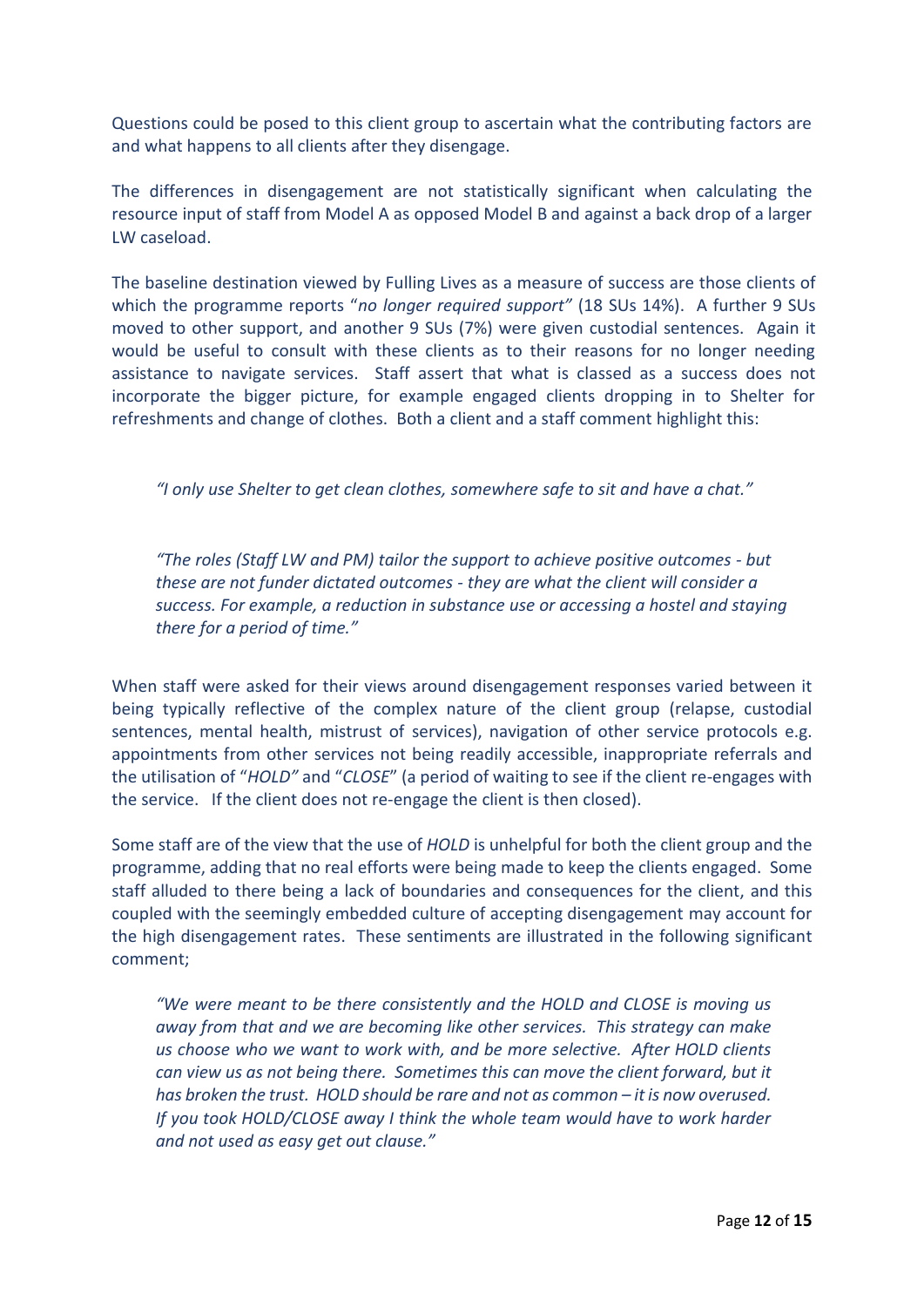Questions could be posed to this client group to ascertain what the contributing factors are and what happens to all clients after they disengage.

The differences in disengagement are not statistically significant when calculating the resource input of staff from Model A as opposed Model B and against a back drop of a larger LW caseload.

The baseline destination viewed by Fulling Lives as a measure of success are those clients of which the programme reports "*no longer required support"* (18 SUs 14%). A further 9 SUs moved to other support, and another 9 SUs (7%) were given custodial sentences. Again it would be useful to consult with these clients as to their reasons for no longer needing assistance to navigate services. Staff assert that what is classed as a success does not incorporate the bigger picture, for example engaged clients dropping in to Shelter for refreshments and change of clothes. Both a client and a staff comment highlight this:

> *"I only use Shelter to get clean clothes, somewhere safe to sit and have a chat."*

> *"The roles (Staff LW and PM) tailor the support to achieve positive outcomes - but these are not funder dictated outcomes - they are what the client will consider a success. For example, a reduction in substance use or accessing a hostel and staying there for a period of time."*

When staff were asked for their views around disengagement responses varied between it being typically reflective of the complex nature of the client group (relapse, custodial sentences, mental health, mistrust of services), navigation of other service protocols e.g. appointments from other services not being readily accessible, inappropriate referrals and the utilisation of "*HOLD"* and "*CLOSE*" (a period of waiting to see if the client re-engages with the service. If the client does not re-engage the client is then closed).

Some staff are of the view that the use of *HOLD* is unhelpful for both the client group and the programme, adding that no real efforts were being made to keep the clients engaged. Some staff alluded to there being a lack of boundaries and consequences for the client, and this coupled with the seemingly embedded culture of accepting disengagement may account for the high disengagement rates. These sentiments are illustrated in the following significant comment;

> *"We were meant to be there consistently and the HOLD and CLOSE is moving us away from that and we are becoming like other services. This strategy can make us choose who we want to work with, and be more selective. After HOLD clients can view us as not being there. Sometimes this can move the client forward, but it has broken the trust. HOLD should be rare and not as common – it is now overused. If you took HOLD/CLOSE away I think the whole team would have to work harder and not used as easy get out clause."*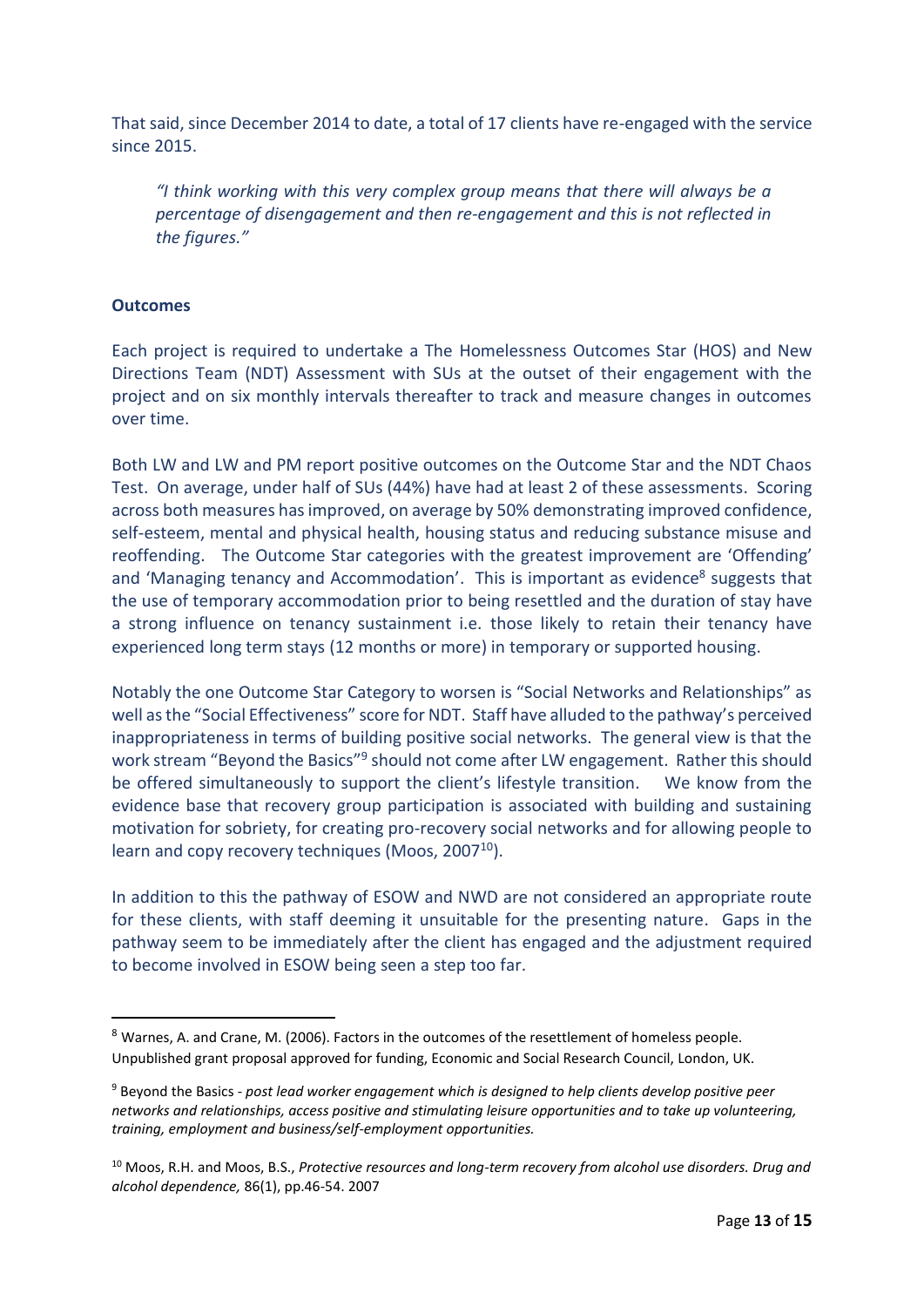That said, since December 2014 to date, a total of 17 clients have re-engaged with the service since 2015.

> *"I think working with this very complex group means that there will always be a percentage of disengagement and then re-engagement and this is not reflected in the figures."*

**Outcomes**

Each project is required to undertake a The Homelessness Outcomes Star (HOS) and New Directions Team (NDT) Assessment with SUs at the outset of their engagement with the project and on six monthly intervals thereafter to track and measure changes in outcomes over time.

Both LW and LW and PM report positive outcomes on the Outcome Star and the NDT Chaos Test. On average, under half of SUs (44%) have had at least 2 of these assessments. Scoring across both measures has improved, on average by 50% demonstrating improved confidence, self-esteem, mental and physical health, housing status and reducing substance misuse and reoffending. The Outcome Star categories with the greatest improvement are 'Offending' and 'Managing tenancy and Accommodation'. This is important as evidence[8] suggests that the use of temporary accommodation prior to being resettled and the duration of stay have a strong influence on tenancy sustainment i.e. those likely to retain their tenancy have experienced long term stays (12 months or more) in temporary or supported housing.

Notably the one Outcome Star Category to worsen is "Social Networks and Relationships" as well as the "Social Effectiveness" score for NDT. Staff have alluded to the pathway's perceived inappropriateness in terms of building positive social networks. The general view is that the work stream "Beyond the Basics"[9] should not come after LW engagement. Rather this should be offered simultaneously to support the client's lifestyle transition. We know from the evidence base that recovery group participation is associated with building and sustaining motivation for sobriety, for creating pro-recovery social networks and for allowing people to learn and copy recovery techniques (Moos, 2007[10]).

In addition to this the pathway of ESOW and NWD are not considered an appropriate route for these clients, with staff deeming it unsuitable for the presenting nature. Gaps in the pathway seem to be immediately after the client has engaged and the adjustment required to become involved in ESOW being seen a step too far.

---

[8] Warnes, A. and Crane, M. (2006). Factors in the outcomes of the resettlement of homeless people. Unpublished grant proposal approved for funding, Economic and Social Research Council, London, UK.

[9] Beyond the Basics - *post lead worker engagement which is designed to help clients develop positive peer networks and relationships, access positive and stimulating leisure opportunities and to take up volunteering, training, employment and business/self-employment opportunities.*

[10] Moos, R.H. and Moos, B.S., *Protective resources and long-term recovery from alcohol use disorders. Drug and alcohol dependence,* 86(1), pp.46-54. 2007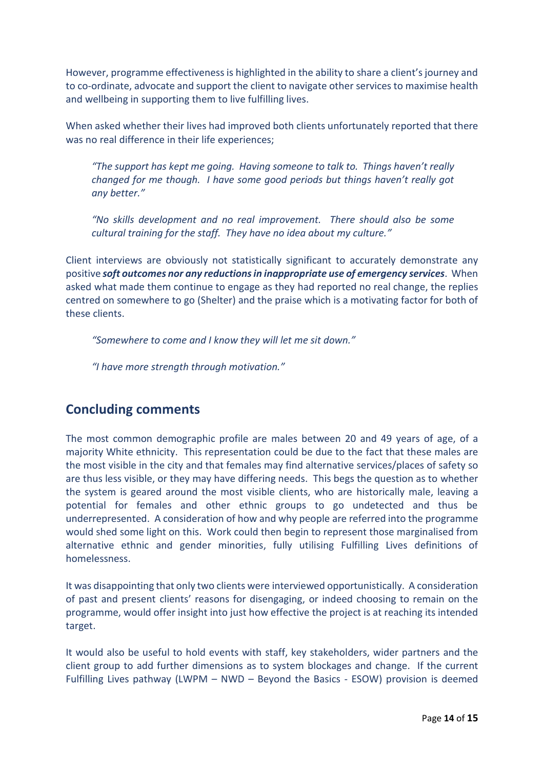However, programme effectiveness is highlighted in the ability to share a client's journey and to co-ordinate, advocate and support the client to navigate other services to maximise health and wellbeing in supporting them to live fulfilling lives.

When asked whether their lives had improved both clients unfortunately reported that there was no real difference in their life experiences;

> *"The support has kept me going. Having someone to talk to. Things haven't really changed for me though. I have some good periods but things haven't really got any better."*
>
> *"No skills development and no real improvement. There should also be some cultural training for the staff. They have no idea about my culture."*

Client interviews are obviously not statistically significant to accurately demonstrate any positive ***soft outcomes nor any reductions in inappropriate use of emergency services***. When asked what made them continue to engage as they had reported no real change, the replies centred on somewhere to go (Shelter) and the praise which is a motivating factor for both of these clients.

> *"Somewhere to come and I know they will let me sit down."*
>
> *"I have more strength through motivation."*

## Concluding comments

The most common demographic profile are males between 20 and 49 years of age, of a majority White ethnicity. This representation could be due to the fact that these males are the most visible in the city and that females may find alternative services/places of safety so are thus less visible, or they may have differing needs. This begs the question as to whether the system is geared around the most visible clients, who are historically male, leaving a potential for females and other ethnic groups to go undetected and thus be underrepresented. A consideration of how and why people are referred into the programme would shed some light on this. Work could then begin to represent those marginalised from alternative ethnic and gender minorities, fully utilising Fulfilling Lives definitions of homelessness.

It was disappointing that only two clients were interviewed opportunistically. A consideration of past and present clients' reasons for disengaging, or indeed choosing to remain on the programme, would offer insight into just how effective the project is at reaching its intended target.

It would also be useful to hold events with staff, key stakeholders, wider partners and the client group to add further dimensions as to system blockages and change. If the current Fulfilling Lives pathway (LWPM – NWD – Beyond the Basics - ESOW) provision is deemed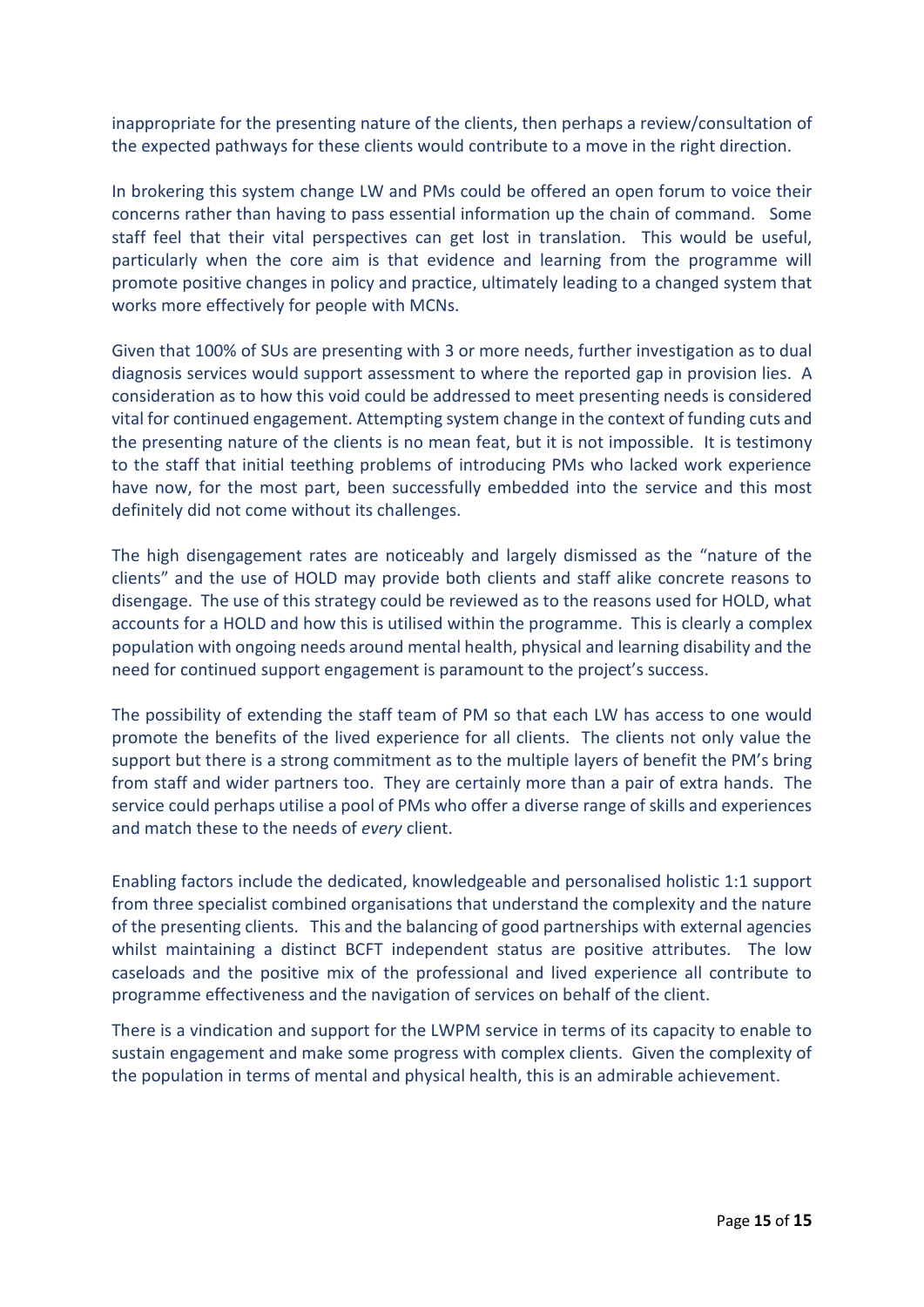inappropriate for the presenting nature of the clients, then perhaps a review/consultation of the expected pathways for these clients would contribute to a move in the right direction.

In brokering this system change LW and PMs could be offered an open forum to voice their concerns rather than having to pass essential information up the chain of command. Some staff feel that their vital perspectives can get lost in translation. This would be useful, particularly when the core aim is that evidence and learning from the programme will promote positive changes in policy and practice, ultimately leading to a changed system that works more effectively for people with MCNs.

Given that 100% of SUs are presenting with 3 or more needs, further investigation as to dual diagnosis services would support assessment to where the reported gap in provision lies. A consideration as to how this void could be addressed to meet presenting needs is considered vital for continued engagement. Attempting system change in the context of funding cuts and the presenting nature of the clients is no mean feat, but it is not impossible. It is testimony to the staff that initial teething problems of introducing PMs who lacked work experience have now, for the most part, been successfully embedded into the service and this most definitely did not come without its challenges.

The high disengagement rates are noticeably and largely dismissed as the "nature of the clients" and the use of HOLD may provide both clients and staff alike concrete reasons to disengage. The use of this strategy could be reviewed as to the reasons used for HOLD, what accounts for a HOLD and how this is utilised within the programme. This is clearly a complex population with ongoing needs around mental health, physical and learning disability and the need for continued support engagement is paramount to the project's success.

The possibility of extending the staff team of PM so that each LW has access to one would promote the benefits of the lived experience for all clients. The clients not only value the support but there is a strong commitment as to the multiple layers of benefit the PM's bring from staff and wider partners too. They are certainly more than a pair of extra hands. The service could perhaps utilise a pool of PMs who offer a diverse range of skills and experiences and match these to the needs of *every* client.

Enabling factors include the dedicated, knowledgeable and personalised holistic 1:1 support from three specialist combined organisations that understand the complexity and the nature of the presenting clients. This and the balancing of good partnerships with external agencies whilst maintaining a distinct BCFT independent status are positive attributes. The low caseloads and the positive mix of the professional and lived experience all contribute to programme effectiveness and the navigation of services on behalf of the client.

There is a vindication and support for the LWPM service in terms of its capacity to enable to sustain engagement and make some progress with complex clients. Given the complexity of the population in terms of mental and physical health, this is an admirable achievement.